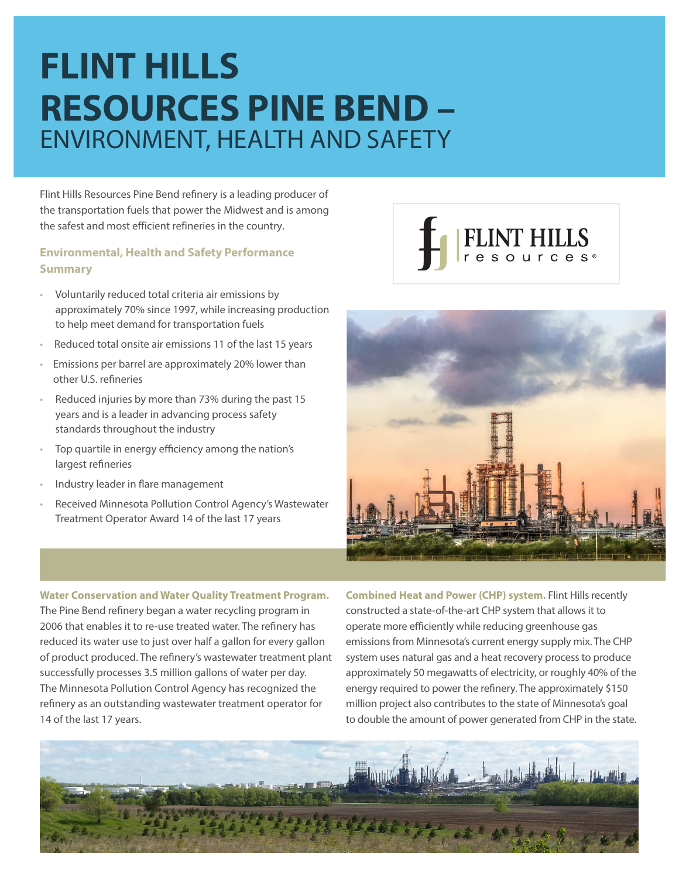# FLINT HILLS RESOURCES PINE BEND – ENVIRONMENT, HEALTH AND SAFETY

Flint Hills Resources Pine Bend refinery is a leading producer of the transportation fuels that power the Midwest and is among the safest and most efficient refineries in the country.

### Environmental, Health and Safety Performance Summary

- Voluntarily reduced total criteria air emissions by approximately 70% since 1997, while increasing production to help meet demand for transportation fuels
- Reduced total onsite air emissions 11 of the last 15 years
- Emissions per barrel are approximately 20% lower than other U.S. refineries
- Reduced injuries by more than 73% during the past 15 years and is a leader in advancing process safety standards throughout the industry
- Top quartile in energy efficiency among the nation's largest refineries
- Industry leader in flare management
- Received Minnesota Pollution Control Agency's Wastewater Treatment Operator Award 14 of the last 17 years

**Water Conservation and Water Quality Treatment Program.** The Pine Bend refinery began a water recycling program in 2006 that enables it to re-use treated water. The refinery has reduced its water use to just over half a gallon for every gallon of product produced. The refinery's wastewater treatment plant successfully processes 3.5 million gallons of water per day. The Minnesota Pollution Control Agency has recognized the refinery as an outstanding wastewater treatment operator for 14 of the last 17 years.

**Combined Heat and Power (CHP) system.** Flint Hills recently constructed a state-of-the-art CHP system that allows it to operate more efficiently while reducing greenhouse gas emissions from Minnesota's current energy supply mix. The CHP system uses natural gas and a heat recovery process to produce approximately 50 megawatts of electricity, or roughly 40% of the energy required to power the refinery. The approximately $150 million project also contributes to the state of Minnesota's goal to double the amount of power generated from CHP in the state.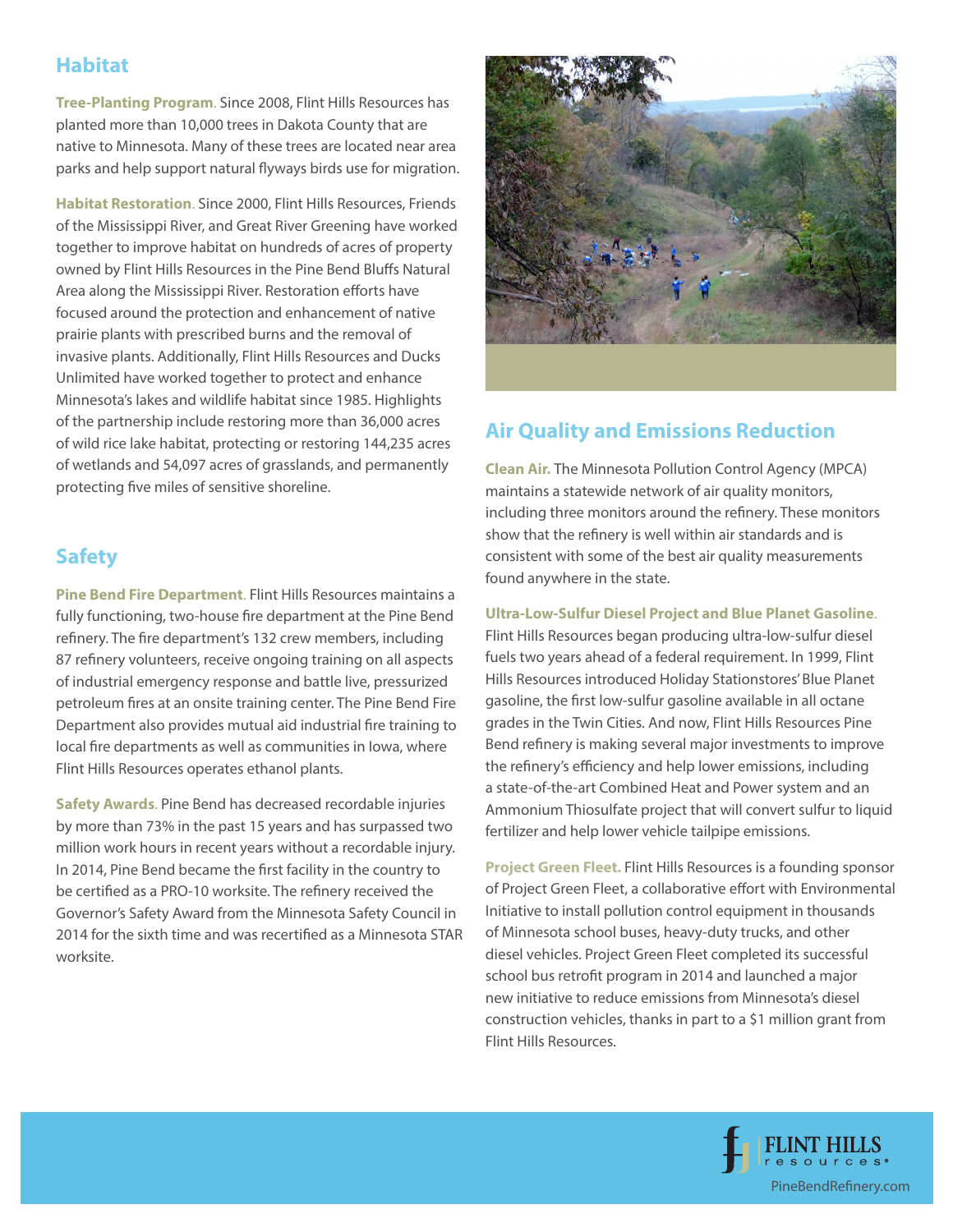## Habitat

**Tree-Planting Program.** Since 2008, Flint Hills Resources has planted more than 10,000 trees in Dakota County that are native to Minnesota. Many of these trees are located near area parks and help support natural flyways birds use for migration.

**Habitat Restoration.** Since 2000, Flint Hills Resources, Friends of the Mississippi River, and Great River Greening have worked together to improve habitat on hundreds of acres of property owned by Flint Hills Resources in the Pine Bend Bluffs Natural Area along the Mississippi River. Restoration efforts have focused around the protection and enhancement of native prairie plants with prescribed burns and the removal of invasive plants. Additionally, Flint Hills Resources and Ducks Unlimited have worked together to protect and enhance Minnesota's lakes and wildlife habitat since 1985. Highlights of the partnership include restoring more than 36,000 acres of wild rice lake habitat, protecting or restoring 144,235 acres of wetlands and 54,097 acres of grasslands, and permanently protecting five miles of sensitive shoreline.

## Safety

**Pine Bend Fire Department.** Flint Hills Resources maintains a fully functioning, two-house fire department at the Pine Bend refinery. The fire department's 132 crew members, including 87 refinery volunteers, receive ongoing training on all aspects of industrial emergency response and battle live, pressurized petroleum fires at an onsite training center. The Pine Bend Fire Department also provides mutual aid industrial fire training to local fire departments as well as communities in Iowa, where Flint Hills Resources operates ethanol plants.

**Safety Awards.** Pine Bend has decreased recordable injuries by more than 73% in the past 15 years and has surpassed two million work hours in recent years without a recordable injury. In 2014, Pine Bend became the first facility in the country to be certified as a PRO-10 worksite. The refinery received the Governor's Safety Award from the Minnesota Safety Council in 2014 for the sixth time and was recertified as a Minnesota STAR worksite.

## Air Quality and Emissions Reduction

**Clean Air.** The Minnesota Pollution Control Agency (MPCA) maintains a statewide network of air quality monitors, including three monitors around the refinery. These monitors show that the refinery is well within air standards and is consistent with some of the best air quality measurements found anywhere in the state.

**Ultra-Low-Sulfur Diesel Project and Blue Planet Gasoline.** Flint Hills Resources began producing ultra-low-sulfur diesel fuels two years ahead of a federal requirement. In 1999, Flint Hills Resources introduced Holiday Stationstores' Blue Planet gasoline, the first low-sulfur gasoline available in all octane grades in the Twin Cities. And now, Flint Hills Resources Pine Bend refinery is making several major investments to improve the refinery's efficiency and help lower emissions, including a state-of-the-art Combined Heat and Power system and an Ammonium Thiosulfate project that will convert sulfur to liquid fertilizer and help lower vehicle tailpipe emissions.

**Project Green Fleet.** Flint Hills Resources is a founding sponsor of Project Green Fleet, a collaborative effort with Environmental Initiative to install pollution control equipment in thousands of Minnesota school buses, heavy-duty trucks, and other diesel vehicles. Project Green Fleet completed its successful school bus retrofit program in 2014 and launched a major new initiative to reduce emissions from Minnesota's diesel construction vehicles, thanks in part to a $1 million grant from Flint Hills Resources.

FLINT HILLS resources®

PineBendRefinery.com